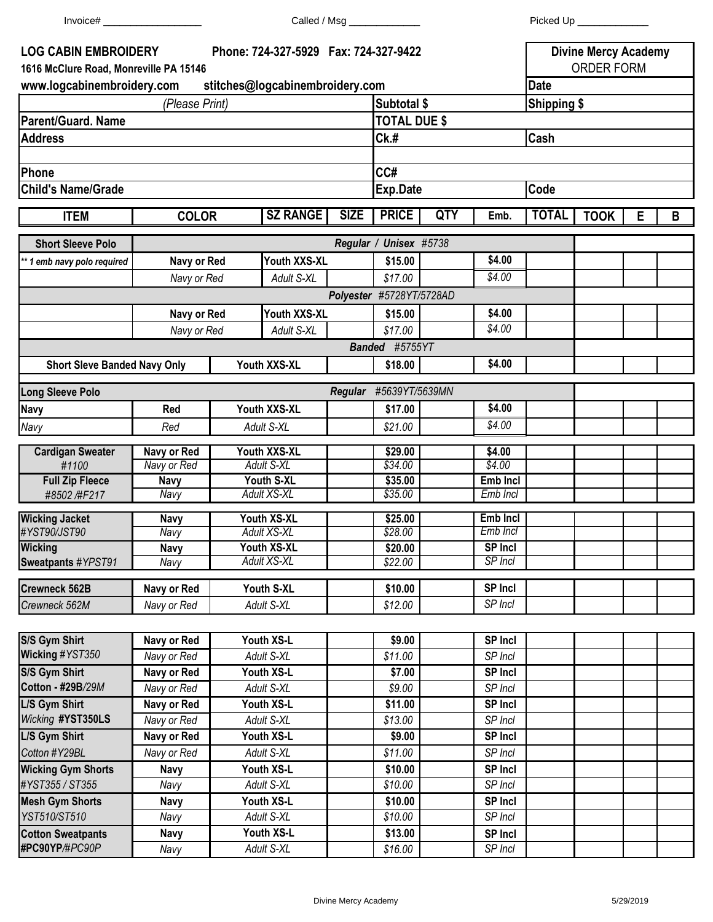Invoice# __________________ Called / Msg _____________ Picked Up _____________

**LOG CABIN EMBROIDERY** **Phone: 724-327-5929 Fax: 724-327-9422**
**1616 McClure Road, Monreville PA 15146**
**www.logcabinembroidery.com** **stitches@logcabinembroidery.com**

**Divine Mercy Academy**
ORDER FORM

| *(Please Print)* | | | |
|---|---|---|---|
| | **Date** | | |
| | **Subtotal $** | **Shipping $** | |
| **Parent/Guard. Name** | **TOTAL DUE $** | | |
| **Address** | **Ck.#** | **Cash** | |
| | | | |
| **Phone** | **CC#** | | |
| **Child's Name/Grade** | **Exp.Date** | **Code** | |

| ITEM | COLOR | SZ RANGE | SIZE | PRICE | QTY | Emb. | TOTAL | TOOK | E | B |
|---|---|---|---|---|---|---|---|---|---|---|
| **Short Sleeve Polo** | ***Regular / Unisex #5738*** | | | | | | | | | |
| *** 1 emb navy polo required* | **Navy or Red** | **Youth XXS-XL** | | **$15.00** | | **$4.00** | | | | |
| | *Navy or Red* | *Adult S-XL* | | *$17.00* | | *$4.00* | | | | |
| | ***Polyester #5728YT/5728AD*** | | | | | | | | | |
| | **Navy or Red** | **Youth XXS-XL** | | **$15.00** | | **$4.00** | | | | |
| | *Navy or Red* | *Adult S-XL* | | *$17.00* | | *$4.00* | | | | |
| | ***Banded #5755YT*** | | | | | | | | | |
| **Short Sleve Banded Navy Only** | | **Youth XXS-XL** | | **$18.00** | | **$4.00** | | | | |
| **Long Sleeve Polo** | ***Regular #5639YT/5639MN*** | | | | | | | | | |
| **Navy** | **Red** | **Youth XXS-XL** | | **$17.00** | | **$4.00** | | | | |
| *Navy* | *Red* | *Adult S-XL* | | *$21.00* | | *$4.00* | | | | |
| **Cardigan Sweater** | **Navy or Red** | **Youth XXS-XL** | | **$29.00** | | **$4.00** | | | | |
| *#1100* | *Navy or Red* | *Adult S-XL* | | *$34.00* | | *$4.00* | | | | |
| **Full Zip Fleece** | **Navy** | **Youth S-XL** | | **$35.00** | | **Emb Incl** | | | | |
| *#8502 /#F217* | *Navy* | *Adult XS-XL* | | *$35.00* | | *Emb Incl* | | | | |
| **Wicking Jacket** | **Navy** | **Youth XS-XL** | | **$25.00** | | **Emb Incl** | | | | |
| *#YST90/JST90* | *Navy* | *Adult XS-XL* | | *$28.00* | | *Emb Incl* | | | | |
| **Wicking** | **Navy** | **Youth XS-XL** | | **$20.00** | | **SP Incl** | | | | |
| **Sweatpants** *#YPST91* | *Navy* | *Adult XS-XL* | | *$22.00* | | *SP Incl* | | | | |
| **Crewneck 562B** | **Navy or Red** | **Youth S-XL** | | **$10.00** | | **SP Incl** | | | | |
| *Crewneck 562M* | *Navy or Red* | *Adult S-XL* | | *$12.00* | | *SP Incl* | | | | |
| **S/S Gym Shirt** | **Navy or Red** | **Youth XS-L** | | **$9.00** | | **SP Incl** | | | | |
| **Wicking** *#YST350* | *Navy or Red* | *Adult S-XL* | | *$11.00* | | *SP Incl* | | | | |
| **S/S Gym Shirt** | **Navy or Red** | **Youth XS-L** | | **$7.00** | | **SP Incl** | | | | |
| **Cotton - #29B***/29M* | *Navy or Red* | *Adult S-XL* | | *$9.00* | | *SP Incl* | | | | |
| **L/S Gym Shirt** | **Navy or Red** | **Youth XS-L** | | **$11.00** | | **SP Incl** | | | | |
| *Wicking* **#YST350LS** | *Navy or Red* | *Adult S-XL* | | *$13.00* | | *SP Incl* | | | | |
| **L/S Gym Shirt** | **Navy or Red** | **Youth XS-L** | | **$9.00** | | **SP Incl** | | | | |
| *Cotton #Y29BL* | *Navy or Red* | *Adult S-XL* | | *$11.00* | | *SP Incl* | | | | |
| **Wicking Gym Shorts** | **Navy** | **Youth XS-L** | | **$10.00** | | **SP Incl** | | | | |
| *#YST355 / ST355* | *Navy* | *Adult S-XL* | | *$10.00* | | *SP Incl* | | | | |
| **Mesh Gym Shorts** | **Navy** | **Youth XS-L** | | **$10.00** | | **SP Incl** | | | | |
| *YST510/ST510* | *Navy* | *Adult S-XL* | | *$10.00* | | *SP Incl* | | | | |
| **Cotton Sweatpants** | **Navy** | **Youth XS-L** | | **$13.00** | | **SP Incl** | | | | |
| **#PC90YP***/#PC90P* | *Navy* | *Adult S-XL* | | *$16.00* | | *SP Incl* | | | | |

Divine Mercy Academy 5/29/2019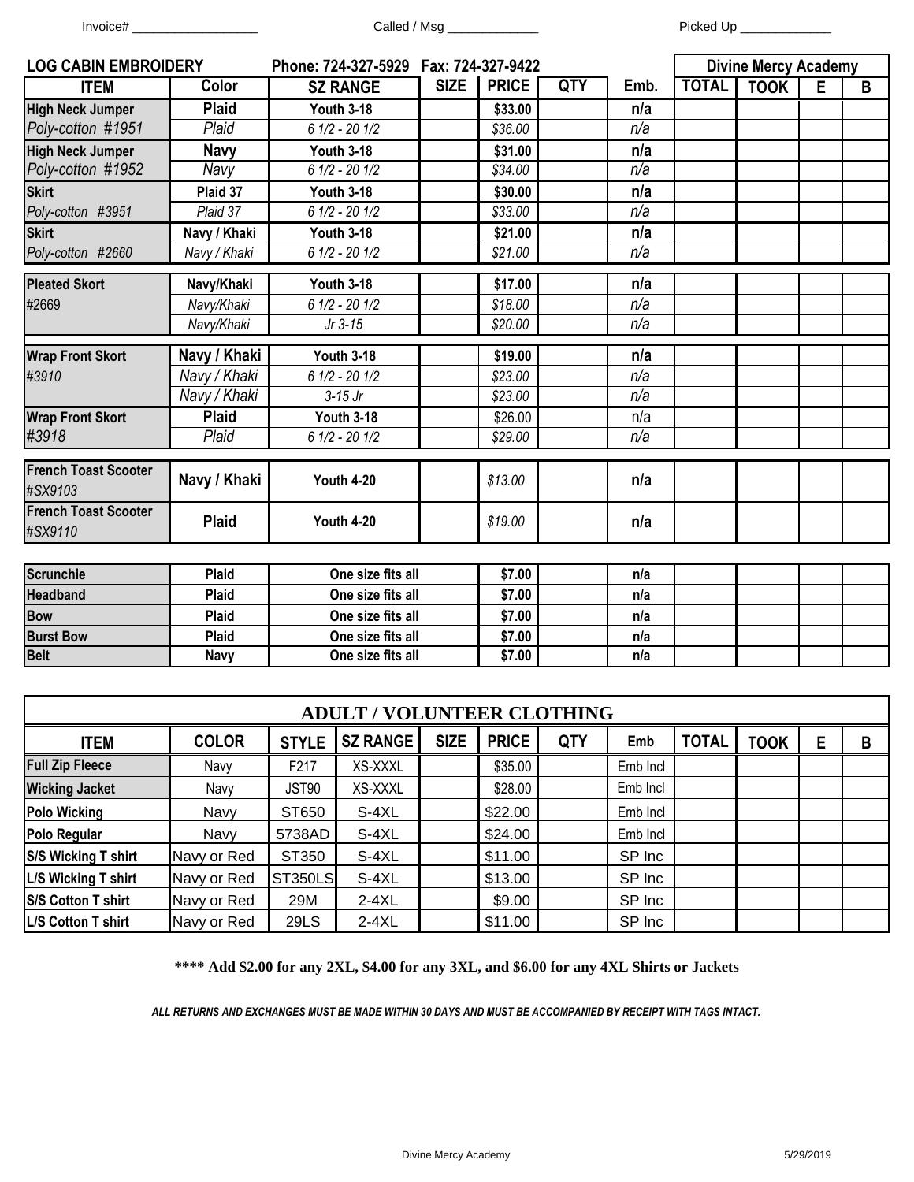Invoice# __________________ Called / Msg _____________ Picked Up _____________

| LOG CABIN EMBROIDERY | | Phone: 724-327-5929 Fax: 724-327-9422 | | | | | Divine Mercy Academy | | | |
|---|---|---|---|---|---|---|---|---|---|---|
| **ITEM** | **Color** | **SZ RANGE** | **SIZE** | **PRICE** | **QTY** | **Emb.** | **TOTAL** | **TOOK** | **E** | **B** |
| **High Neck Jumper** | **Plaid** | **Youth 3-18** | | **$33.00** | | **n/a** | | | | |
| *Poly-cotton #1951* | *Plaid* | *6 1/2 - 20 1/2* | | *$36.00* | | *n/a* | | | | |
| **High Neck Jumper** | **Navy** | **Youth 3-18** | | **$31.00** | | **n/a** | | | | |
| *Poly-cotton #1952* | *Navy* | *6 1/2 - 20 1/2* | | *$34.00* | | *n/a* | | | | |
| **Skirt** | **Plaid 37** | **Youth 3-18** | | **$30.00** | | **n/a** | | | | |
| *Poly-cotton #3951* | *Plaid 37* | *6 1/2 - 20 1/2* | | *$33.00* | | *n/a* | | | | |
| **Skirt** | **Navy / Khaki** | **Youth 3-18** | | **$21.00** | | **n/a** | | | | |
| *Poly-cotton #2660* | *Navy / Khaki* | *6 1/2 - 20 1/2* | | *$21.00* | | *n/a* | | | | |
| **Pleated Skort** | **Navy/Khaki** | **Youth 3-18** | | **$17.00** | | **n/a** | | | | |
| #2669 | *Navy/Khaki* | *6 1/2 - 20 1/2* | | *$18.00* | | *n/a* | | | | |
| | *Navy/Khaki* | *Jr 3-15* | | *$20.00* | | *n/a* | | | | |
| **Wrap Front Skort** | **Navy / Khaki** | **Youth 3-18** | | **$19.00** | | **n/a** | | | | |
| *#3910* | *Navy / Khaki* | *6 1/2 - 20 1/2* | | *$23.00* | | *n/a* | | | | |
| | *Navy / Khaki* | *3-15 Jr* | | *$23.00* | | *n/a* | | | | |
| **Wrap Front Skort** | **Plaid** | **Youth 3-18** | | $26.00 | | n/a | | | | |
| *#3918* | *Plaid* | *6 1/2 - 20 1/2* | | *$29.00* | | *n/a* | | | | |
| **French Toast Scooter** *#SX9103* | **Navy / Khaki** | **Youth 4-20** | | *$13.00* | | **n/a** | | | | |
| **French Toast Scooter** *#SX9110* | **Plaid** | **Youth 4-20** | | *$19.00* | | **n/a** | | | | |
| **Scrunchie** | **Plaid** | **One size fits all** | | **$7.00** | | **n/a** | | | | |
| **Headband** | **Plaid** | **One size fits all** | | **$7.00** | | **n/a** | | | | |
| **Bow** | **Plaid** | **One size fits all** | | **$7.00** | | **n/a** | | | | |
| **Burst Bow** | **Plaid** | **One size fits all** | | **$7.00** | | **n/a** | | | | |
| **Belt** | **Navy** | **One size fits all** | | **$7.00** | | **n/a** | | | | |

## ADULT / VOLUNTEER CLOTHING

| ITEM | COLOR | STYLE | SZ RANGE | SIZE | PRICE | QTY | Emb | TOTAL | TOOK | E | B |
|---|---|---|---|---|---|---|---|---|---|---|---|
| **Full Zip Fleece** | Navy | F217 | XS-XXXL | | $35.00 | | Emb Incl | | | | |
| **Wicking Jacket** | Navy | JST90 | XS-XXXL | | $28.00 | | Emb Incl | | | | |
| **Polo Wicking** | Navy | ST650 | S-4XL | | $22.00 | | Emb Incl | | | | |
| **Polo Regular** | Navy | 5738AD | S-4XL | | $24.00 | | Emb Incl | | | | |
| **S/S Wicking T shirt** | Navy or Red | ST350 | S-4XL | | $11.00 | | SP Inc | | | | |
| **L/S Wicking T shirt** | Navy or Red | ST350LS | S-4XL | | $13.00 | | SP Inc | | | | |
| **S/S Cotton T shirt** | Navy or Red | 29M | 2-4XL | | $9.00 | | SP Inc | | | | |
| **L/S Cotton T shirt** | Navy or Red | 29LS | 2-4XL | | $11.00 | | SP Inc | | | | |

**\*\*\*\* Add $2.00 for any 2XL, $4.00 for any 3XL, and $6.00 for any 4XL Shirts or Jackets**

***ALL RETURNS AND EXCHANGES MUST BE MADE WITHIN 30 DAYS AND MUST BE ACCOMPANIED BY RECEIPT WITH TAGS INTACT.***

Divine Mercy Academy 5/29/2019